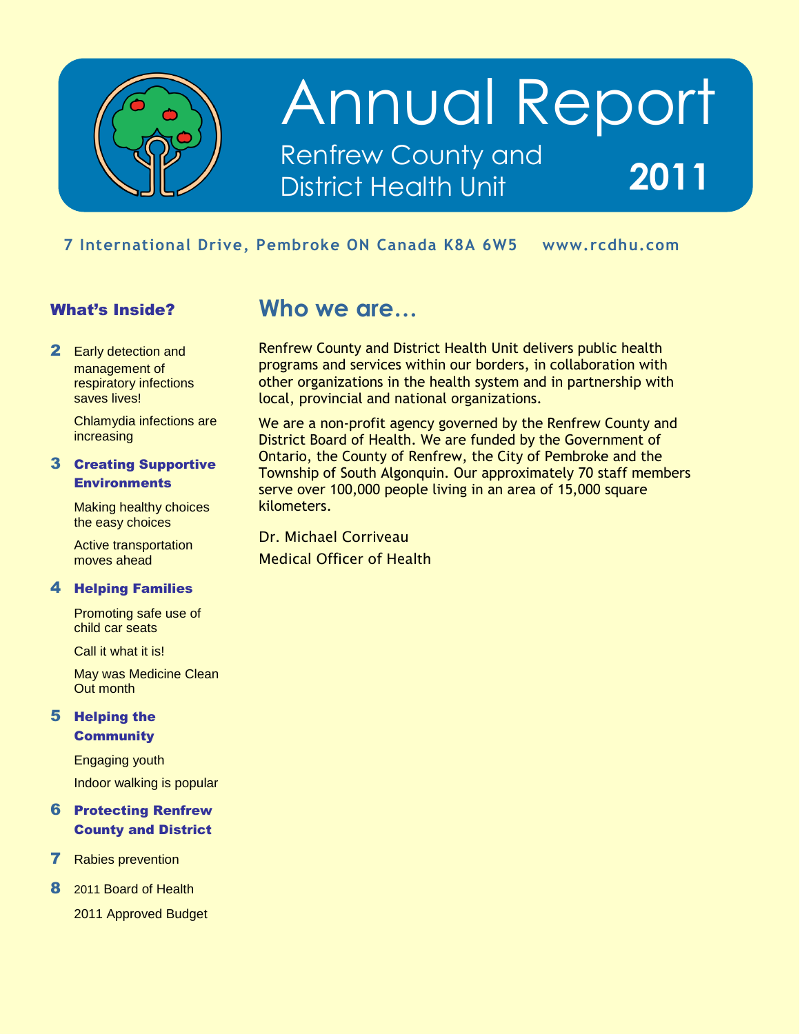# Annual Report

## Renfrew County and District Health Unit 2011

7 International Drive, Pembroke ON Canada K8A 6W5 www.rcdhu.com

## Who we are...

Renfrew County and District Health Unit delivers public health programs and services within our borders, in collaboration with other organizations in the health system and in partnership with local, provincial and national organizations.

We are a non-profit agency governed by the Renfrew County and District Board of Health. We are funded by the Government of Ontario, the County of Renfrew, the City of Pembroke and the Township of South Algonquin. Our approximately 70 staff members serve over 100,000 people living in an area of 15,000 square kilometers.

Dr. Michael Corriveau
Medical Officer of Health

### What's Inside?

**2**
- Early detection and management of respiratory infections saves lives!
- Chlamydia infections are increasing

**3 Creating Supportive Environments**
- Making healthy choices the easy choices
- Active transportation moves ahead

**4 Helping Families**
- Promoting safe use of child car seats
- Call it what it is!
- May was Medicine Clean Out month

**5 Helping the Community**
- Engaging youth
- Indoor walking is popular

**6 Protecting Renfrew County and District**

**7** Rabies prevention

**8**
- 2011 Board of Health
- 2011 Approved Budget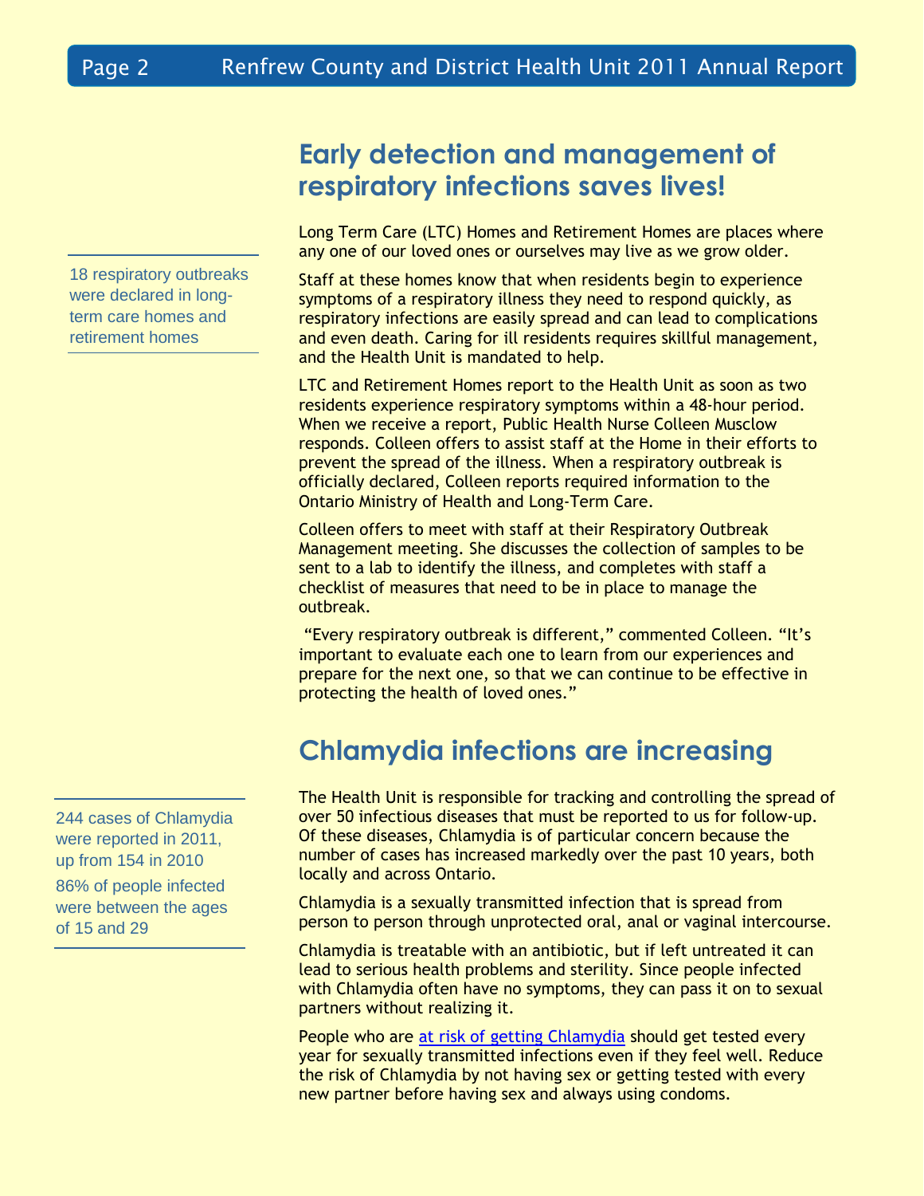## Early detection and management of respiratory infections saves lives!

18 respiratory outbreaks were declared in long-term care homes and retirement homes

Long Term Care (LTC) Homes and Retirement Homes are places where any one of our loved ones or ourselves may live as we grow older.

Staff at these homes know that when residents begin to experience symptoms of a respiratory illness they need to respond quickly, as respiratory infections are easily spread and can lead to complications and even death. Caring for ill residents requires skillful management, and the Health Unit is mandated to help.

LTC and Retirement Homes report to the Health Unit as soon as two residents experience respiratory symptoms within a 48-hour period. When we receive a report, Public Health Nurse Colleen Musclow responds. Colleen offers to assist staff at the Home in their efforts to prevent the spread of the illness. When a respiratory outbreak is officially declared, Colleen reports required information to the Ontario Ministry of Health and Long-Term Care.

Colleen offers to meet with staff at their Respiratory Outbreak Management meeting. She discusses the collection of samples to be sent to a lab to identify the illness, and completes with staff a checklist of measures that need to be in place to manage the outbreak.

"Every respiratory outbreak is different," commented Colleen. "It's important to evaluate each one to learn from our experiences and prepare for the next one, so that we can continue to be effective in protecting the health of loved ones."

## Chlamydia infections are increasing

244 cases of Chlamydia were reported in 2011, up from 154 in 2010

86% of people infected were between the ages of 15 and 29

The Health Unit is responsible for tracking and controlling the spread of over 50 infectious diseases that must be reported to us for follow-up. Of these diseases, Chlamydia is of particular concern because the number of cases has increased markedly over the past 10 years, both locally and across Ontario.

Chlamydia is a sexually transmitted infection that is spread from person to person through unprotected oral, anal or vaginal intercourse.

Chlamydia is treatable with an antibiotic, but if left untreated it can lead to serious health problems and sterility. Since people infected with Chlamydia often have no symptoms, they can pass it on to sexual partners without realizing it.

People who are at risk of getting Chlamydia should get tested every year for sexually transmitted infections even if they feel well. Reduce the risk of Chlamydia by not having sex or getting tested with every new partner before having sex and always using condoms.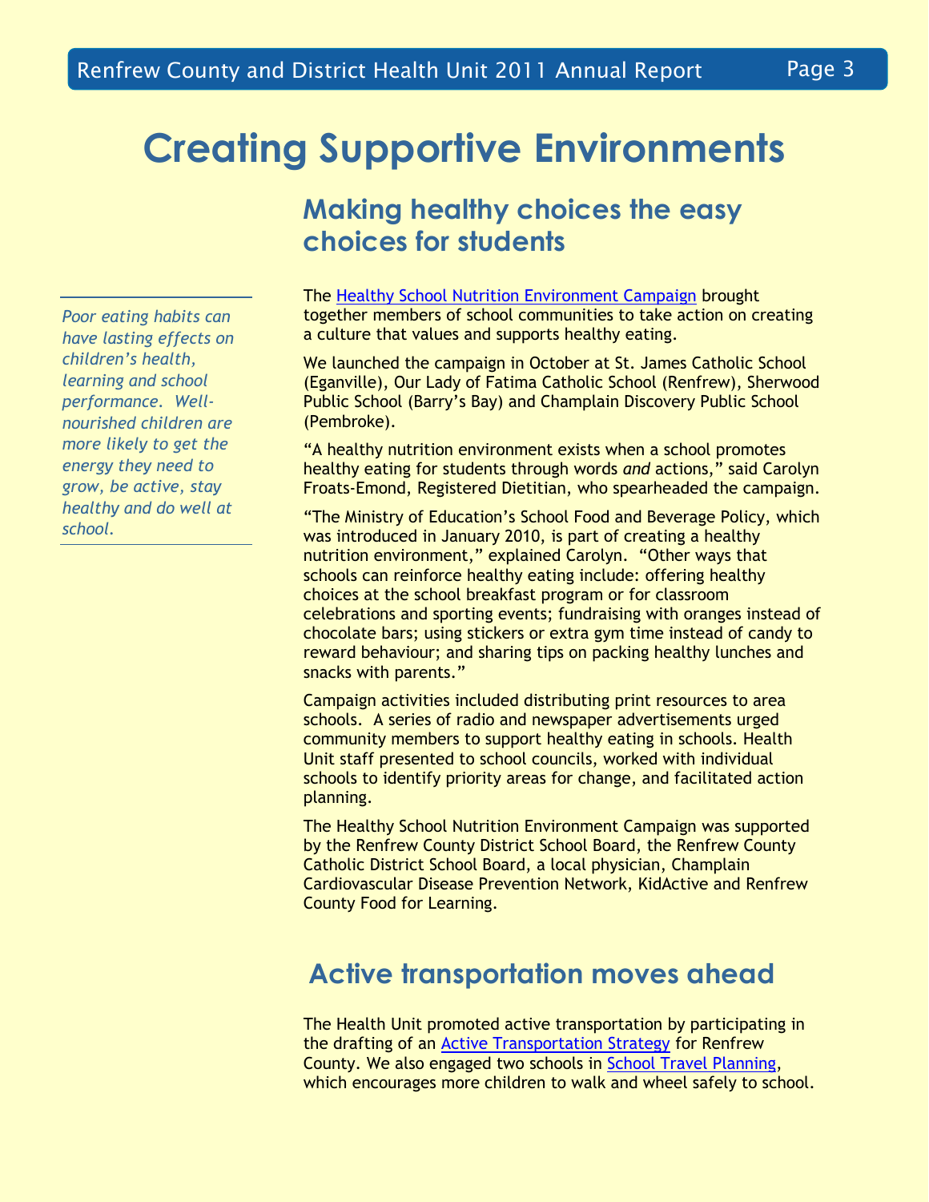# Creating Supportive Environments

*Poor eating habits can have lasting effects on children's health, learning and school performance. Well-nourished children are more likely to get the energy they need to grow, be active, stay healthy and do well at school.*

## Making healthy choices the easy choices for students

The Healthy School Nutrition Environment Campaign brought together members of school communities to take action on creating a culture that values and supports healthy eating.

We launched the campaign in October at St. James Catholic School (Eganville), Our Lady of Fatima Catholic School (Renfrew), Sherwood Public School (Barry's Bay) and Champlain Discovery Public School (Pembroke).

"A healthy nutrition environment exists when a school promotes healthy eating for students through words *and* actions," said Carolyn Froats-Emond, Registered Dietitian, who spearheaded the campaign.

"The Ministry of Education's School Food and Beverage Policy, which was introduced in January 2010, is part of creating a healthy nutrition environment," explained Carolyn. "Other ways that schools can reinforce healthy eating include: offering healthy choices at the school breakfast program or for classroom celebrations and sporting events; fundraising with oranges instead of chocolate bars; using stickers or extra gym time instead of candy to reward behaviour; and sharing tips on packing healthy lunches and snacks with parents."

Campaign activities included distributing print resources to area schools. A series of radio and newspaper advertisements urged community members to support healthy eating in schools. Health Unit staff presented to school councils, worked with individual schools to identify priority areas for change, and facilitated action planning.

The Healthy School Nutrition Environment Campaign was supported by the Renfrew County District School Board, the Renfrew County Catholic District School Board, a local physician, Champlain Cardiovascular Disease Prevention Network, KidActive and Renfrew County Food for Learning.

## Active transportation moves ahead

The Health Unit promoted active transportation by participating in the drafting of an Active Transportation Strategy for Renfrew County. We also engaged two schools in School Travel Planning, which encourages more children to walk and wheel safely to school.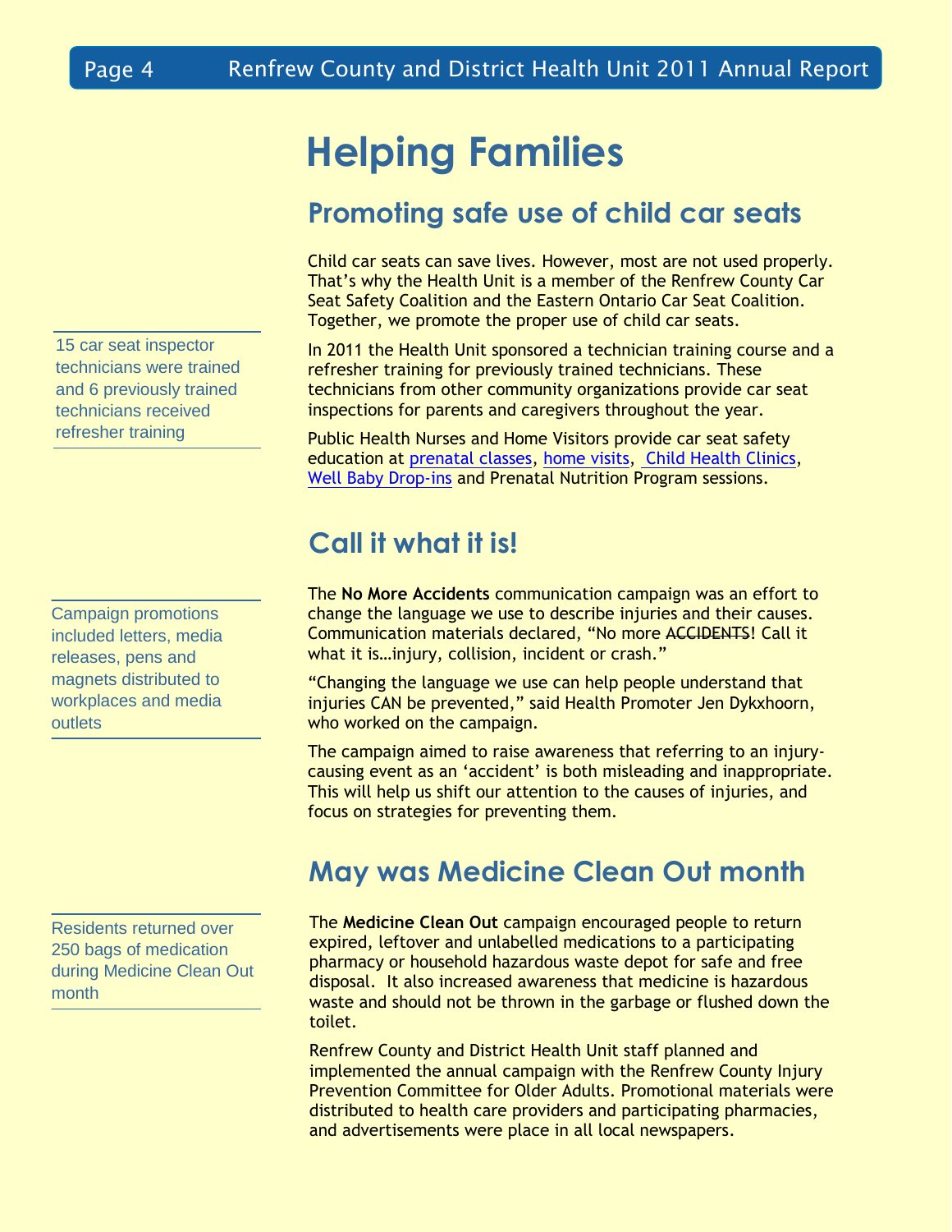# Helping Families

## Promoting safe use of child car seats

Child car seats can save lives. However, most are not used properly. That's why the Health Unit is a member of the Renfrew County Car Seat Safety Coalition and the Eastern Ontario Car Seat Coalition. Together, we promote the proper use of child car seats.

In 2011 the Health Unit sponsored a technician training course and a refresher training for previously trained technicians. These technicians from other community organizations provide car seat inspections for parents and caregivers throughout the year.

15 car seat inspector technicians were trained and 6 previously trained technicians received refresher training

Public Health Nurses and Home Visitors provide car seat safety education at prenatal classes, home visits, Child Health Clinics, Well Baby Drop-ins and Prenatal Nutrition Program sessions.

## Call it what it is!

The **No More Accidents** communication campaign was an effort to change the language we use to describe injuries and their causes. Communication materials declared, "No more ~~ACCIDENTS~~! Call it what it is…injury, collision, incident or crash."

Campaign promotions included letters, media releases, pens and magnets distributed to workplaces and media outlets

"Changing the language we use can help people understand that injuries CAN be prevented," said Health Promoter Jen Dykxhoorn, who worked on the campaign.

The campaign aimed to raise awareness that referring to an injury-causing event as an 'accident' is both misleading and inappropriate. This will help us shift our attention to the causes of injuries, and focus on strategies for preventing them.

## May was Medicine Clean Out month

The **Medicine Clean Out** campaign encouraged people to return expired, leftover and unlabelled medications to a participating pharmacy or household hazardous waste depot for safe and free disposal. It also increased awareness that medicine is hazardous waste and should not be thrown in the garbage or flushed down the toilet.

Residents returned over 250 bags of medication during Medicine Clean Out month

Renfrew County and District Health Unit staff planned and implemented the annual campaign with the Renfrew County Injury Prevention Committee for Older Adults. Promotional materials were distributed to health care providers and participating pharmacies, and advertisements were place in all local newspapers.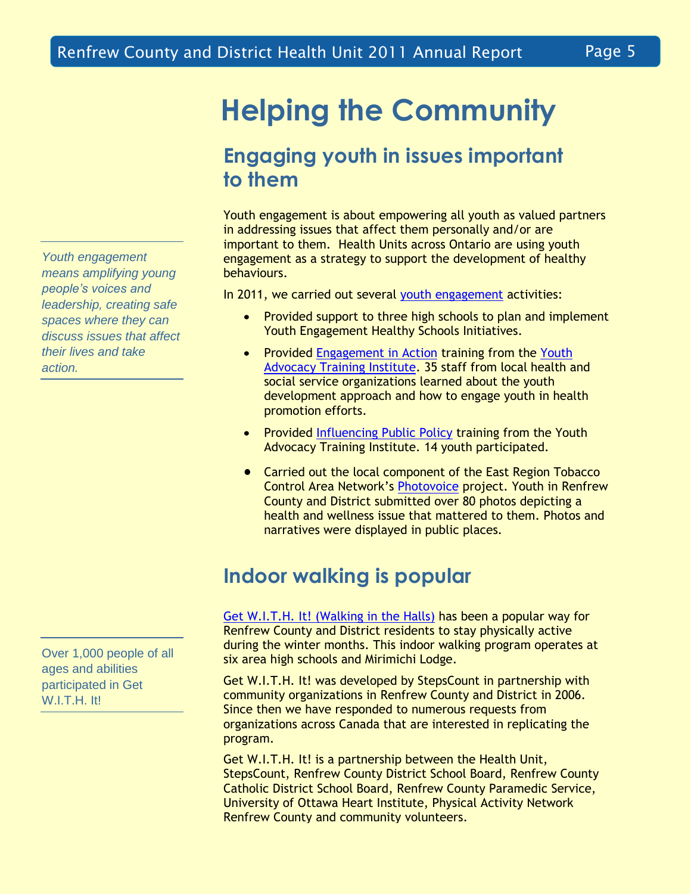# Helping the Community

## Engaging youth in issues important to them

*Youth engagement means amplifying young people's voices and leadership, creating safe spaces where they can discuss issues that affect their lives and take action.*

Youth engagement is about empowering all youth as valued partners in addressing issues that affect them personally and/or are important to them. Health Units across Ontario are using youth engagement as a strategy to support the development of healthy behaviours.

In 2011, we carried out several youth engagement activities:

- Provided support to three high schools to plan and implement Youth Engagement Healthy Schools Initiatives.
- Provided Engagement in Action training from the Youth Advocacy Training Institute. 35 staff from local health and social service organizations learned about the youth development approach and how to engage youth in health promotion efforts.
- Provided Influencing Public Policy training from the Youth Advocacy Training Institute. 14 youth participated.
- Carried out the local component of the East Region Tobacco Control Area Network's Photovoice project. Youth in Renfrew County and District submitted over 80 photos depicting a health and wellness issue that mattered to them. Photos and narratives were displayed in public places.

## Indoor walking is popular

Over 1,000 people of all ages and abilities participated in Get W.I.T.H. It!

Get W.I.T.H. It! (Walking in the Halls) has been a popular way for Renfrew County and District residents to stay physically active during the winter months. This indoor walking program operates at six area high schools and Mirimichi Lodge.

Get W.I.T.H. It! was developed by StepsCount in partnership with community organizations in Renfrew County and District in 2006. Since then we have responded to numerous requests from organizations across Canada that are interested in replicating the program.

Get W.I.T.H. It! is a partnership between the Health Unit, StepsCount, Renfrew County District School Board, Renfrew County Catholic District School Board, Renfrew County Paramedic Service, University of Ottawa Heart Institute, Physical Activity Network Renfrew County and community volunteers.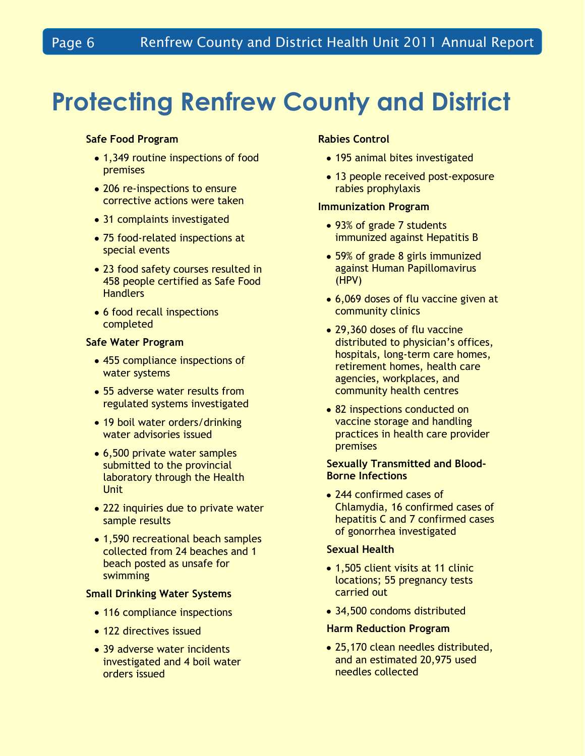# Protecting Renfrew County and District

### Safe Food Program

- 1,349 routine inspections of food premises
- 206 re-inspections to ensure corrective actions were taken
- 31 complaints investigated
- 75 food-related inspections at special events
- 23 food safety courses resulted in 458 people certified as Safe Food Handlers
- 6 food recall inspections completed

### Safe Water Program

- 455 compliance inspections of water systems
- 55 adverse water results from regulated systems investigated
- 19 boil water orders/drinking water advisories issued
- 6,500 private water samples submitted to the provincial laboratory through the Health Unit
- 222 inquiries due to private water sample results
- 1,590 recreational beach samples collected from 24 beaches and 1 beach posted as unsafe for swimming

### Small Drinking Water Systems

- 116 compliance inspections
- 122 directives issued
- 39 adverse water incidents investigated and 4 boil water orders issued

### Rabies Control

- 195 animal bites investigated
- 13 people received post-exposure rabies prophylaxis

### Immunization Program

- 93% of grade 7 students immunized against Hepatitis B
- 59% of grade 8 girls immunized against Human Papillomavirus (HPV)
- 6,069 doses of flu vaccine given at community clinics
- 29,360 doses of flu vaccine distributed to physician's offices, hospitals, long-term care homes, retirement homes, health care agencies, workplaces, and community health centres
- 82 inspections conducted on vaccine storage and handling practices in health care provider premises

### Sexually Transmitted and Blood-Borne Infections

- 244 confirmed cases of Chlamydia, 16 confirmed cases of hepatitis C and 7 confirmed cases of gonorrhea investigated

### Sexual Health

- 1,505 client visits at 11 clinic locations; 55 pregnancy tests carried out
- 34,500 condoms distributed

### Harm Reduction Program

- 25,170 clean needles distributed, and an estimated 20,975 used needles collected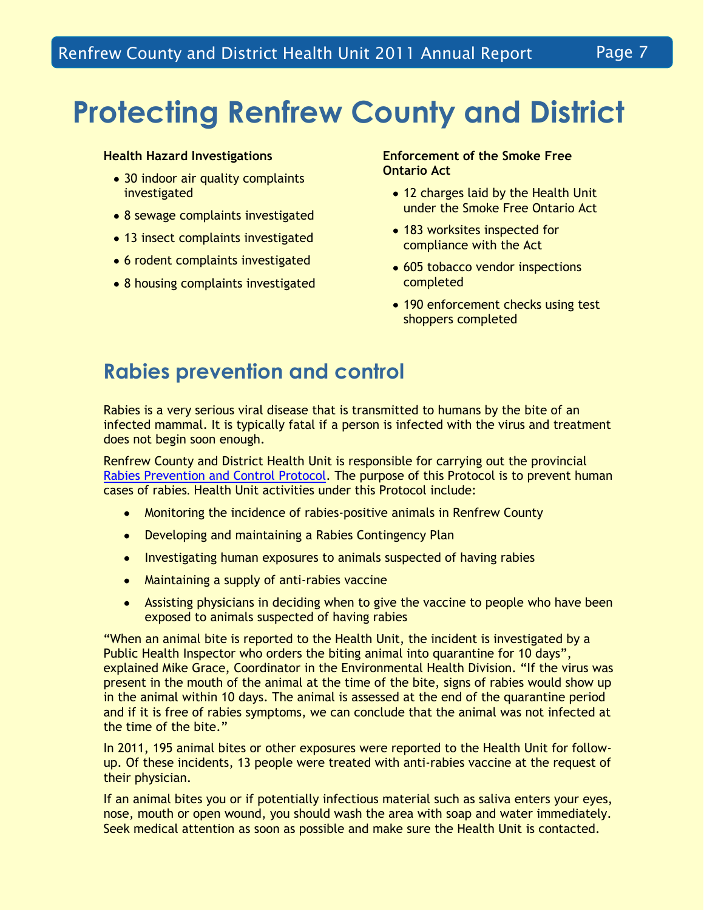# Protecting Renfrew County and District

**Health Hazard Investigations**

- 30 indoor air quality complaints investigated
- 8 sewage complaints investigated
- 13 insect complaints investigated
- 6 rodent complaints investigated
- 8 housing complaints investigated

**Enforcement of the Smoke Free Ontario Act**

- 12 charges laid by the Health Unit under the Smoke Free Ontario Act
- 183 worksites inspected for compliance with the Act
- 605 tobacco vendor inspections completed
- 190 enforcement checks using test shoppers completed

## Rabies prevention and control

Rabies is a very serious viral disease that is transmitted to humans by the bite of an infected mammal. It is typically fatal if a person is infected with the virus and treatment does not begin soon enough.

Renfrew County and District Health Unit is responsible for carrying out the provincial Rabies Prevention and Control Protocol. The purpose of this Protocol is to prevent human cases of rabies. Health Unit activities under this Protocol include:

- Monitoring the incidence of rabies-positive animals in Renfrew County
- Developing and maintaining a Rabies Contingency Plan
- Investigating human exposures to animals suspected of having rabies
- Maintaining a supply of anti-rabies vaccine
- Assisting physicians in deciding when to give the vaccine to people who have been exposed to animals suspected of having rabies

"When an animal bite is reported to the Health Unit, the incident is investigated by a Public Health Inspector who orders the biting animal into quarantine for 10 days", explained Mike Grace, Coordinator in the Environmental Health Division. "If the virus was present in the mouth of the animal at the time of the bite, signs of rabies would show up in the animal within 10 days. The animal is assessed at the end of the quarantine period and if it is free of rabies symptoms, we can conclude that the animal was not infected at the time of the bite."

In 2011, 195 animal bites or other exposures were reported to the Health Unit for follow-up. Of these incidents, 13 people were treated with anti-rabies vaccine at the request of their physician.

If an animal bites you or if potentially infectious material such as saliva enters your eyes, nose, mouth or open wound, you should wash the area with soap and water immediately. Seek medical attention as soon as possible and make sure the Health Unit is contacted.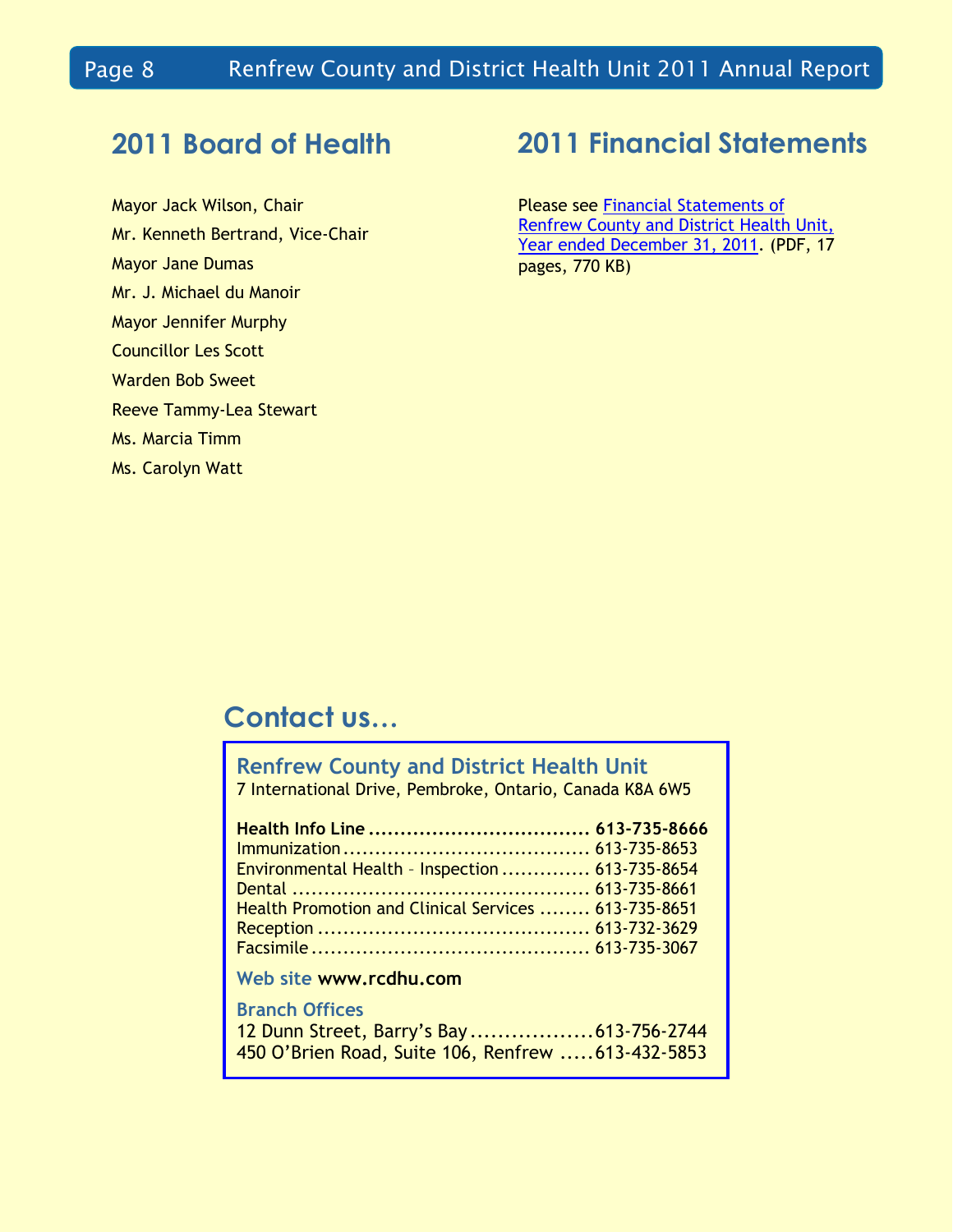## 2011 Board of Health

Mayor Jack Wilson, Chair

Mr. Kenneth Bertrand, Vice-Chair

Mayor Jane Dumas

Mr. J. Michael du Manoir

Mayor Jennifer Murphy

Councillor Les Scott

Warden Bob Sweet

Reeve Tammy-Lea Stewart

Ms. Marcia Timm

Ms. Carolyn Watt

## 2011 Financial Statements

Please see Financial Statements of Renfrew County and District Health Unit, Year ended December 31, 2011. (PDF, 17 pages, 770 KB)

## Contact us…

### Renfrew County and District Health Unit

7 International Drive, Pembroke, Ontario, Canada K8A 6W5

**Health Info Line .................................... 613-735-8666**
Immunization ........................................ 613-735-8653
Environmental Health – Inspection .............. 613-735-8654
Dental ................................................ 613-735-8661
Health Promotion and Clinical Services ........ 613-735-8651
Reception ............................................ 613-732-3629
Facsimile ............................................ 613-735-3067

**Web site www.rcdhu.com**

**Branch Offices**

12 Dunn Street, Barry's Bay .................. 613-756-2744
450 O'Brien Road, Suite 106, Renfrew ..... 613-432-5853